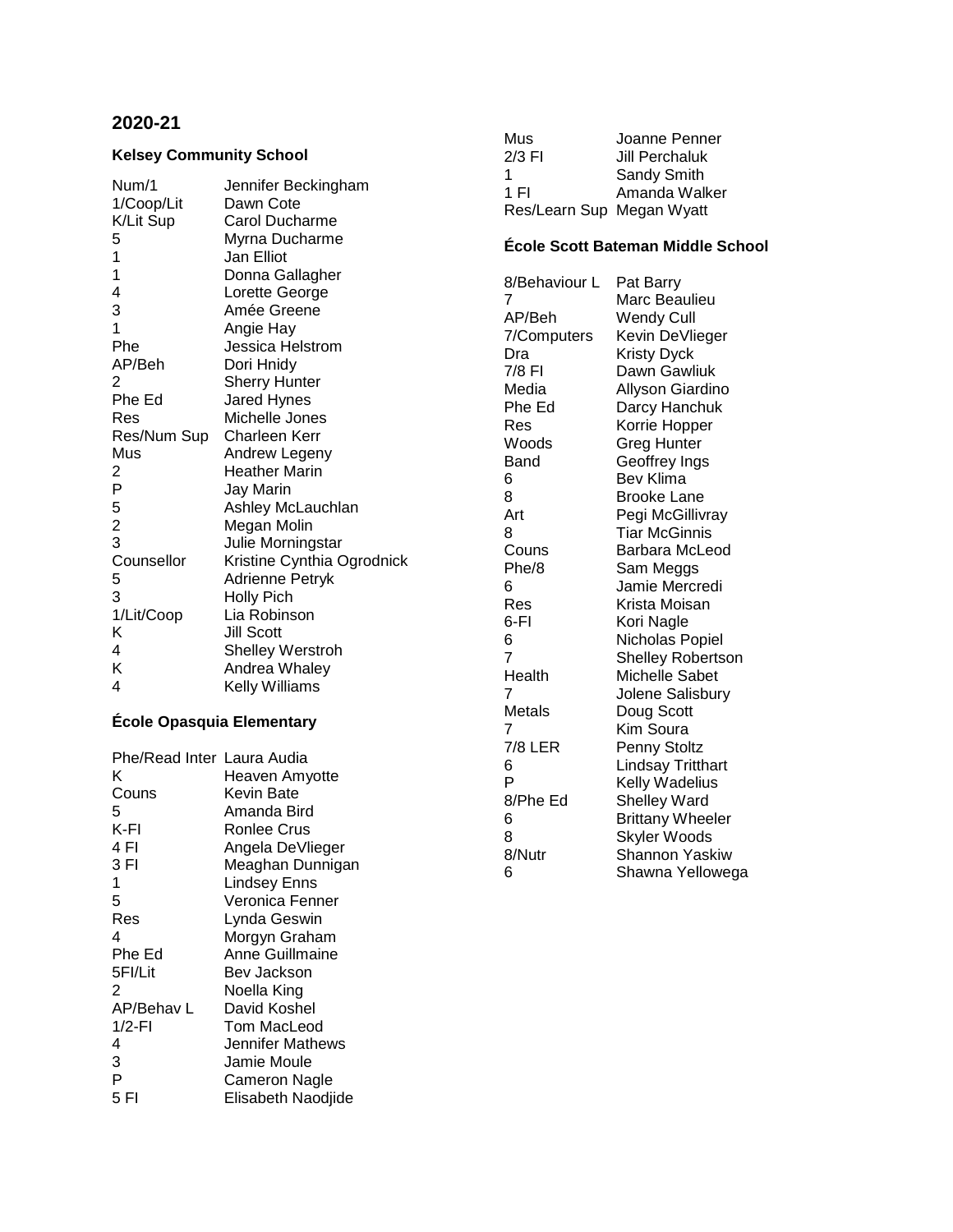# 2020-21

### Kelsey Community School

| | |
|---|---|
| Num/1 | Jennifer Beckingham |
| 1/Coop/Lit | Dawn Cote |
| K/Lit Sup | Carol Ducharme |
| 5 | Myrna Ducharme |
| 1 | Jan Elliot |
| 1 | Donna Gallagher |
| 4 | Lorette George |
| 3 | Amée Greene |
| 1 | Angie Hay |
| Phe | Jessica Helstrom |
| AP/Beh | Dori Hnidy |
| 2 | Sherry Hunter |
| Phe Ed | Jared Hynes |
| Res | Michelle Jones |
| Res/Num Sup | Charleen Kerr |
| Mus | Andrew Legeny |
| 2 | Heather Marin |
| P | Jay Marin |
| 5 | Ashley McLauchlan |
| 2 | Megan Molin |
| 3 | Julie Morningstar |
| Counsellor | Kristine Cynthia Ogrodnick |
| 5 | Adrienne Petryk |
| 3 | Holly Pich |
| 1/Lit/Coop | Lia Robinson |
| K | Jill Scott |
| 4 | Shelley Werstroh |
| K | Andrea Whaley |
| 4 | Kelly Williams |

### École Opasquia Elementary

| | |
|---|---|
| Phe/Read Inter | Laura Audia |
| K | Heaven Amyotte |
| Couns | Kevin Bate |
| 5 | Amanda Bird |
| K-FI | Ronlee Crus |
| 4 FI | Angela DeVlieger |
| 3 FI | Meaghan Dunnigan |
| 1 | Lindsey Enns |
| 5 | Veronica Fenner |
| Res | Lynda Geswin |
| 4 | Morgyn Graham |
| Phe Ed | Anne Guillmaine |
| 5FI/Lit | Bev Jackson |
| 2 | Noella King |
| AP/Behav L | David Koshel |
| 1/2-FI | Tom MacLeod |
| 4 | Jennifer Mathews |
| 3 | Jamie Moule |
| P | Cameron Nagle |
| 5 FI | Elisabeth Naodjide |
| Mus | Joanne Penner |
| 2/3 FI | Jill Perchaluk |
| 1 | Sandy Smith |
| 1 FI | Amanda Walker |
| Res/Learn Sup | Megan Wyatt |

### École Scott Bateman Middle School

| | |
|---|---|
| 8/Behaviour L | Pat Barry |
| 7 | Marc Beaulieu |
| AP/Beh | Wendy Cull |
| 7/Computers | Kevin DeVlieger |
| Dra | Kristy Dyck |
| 7/8 FI | Dawn Gawliuk |
| Media | Allyson Giardino |
| Phe Ed | Darcy Hanchuk |
| Res | Korrie Hopper |
| Woods | Greg Hunter |
| Band | Geoffrey Ings |
| 6 | Bev Klima |
| 8 | Brooke Lane |
| Art | Pegi McGillivray |
| 8 | Tiar McGinnis |
| Couns | Barbara McLeod |
| Phe/8 | Sam Meggs |
| 6 | Jamie Mercredi |
| Res | Krista Moisan |
| 6-FI | Kori Nagle |
| 6 | Nicholas Popiel |
| 7 | Shelley Robertson |
| Health | Michelle Sabet |
| 7 | Jolene Salisbury |
| Metals | Doug Scott |
| 7 | Kim Soura |
| 7/8 LER | Penny Stoltz |
| 6 | Lindsay Tritthart |
| P | Kelly Wadelius |
| 8/Phe Ed | Shelley Ward |
| 6 | Brittany Wheeler |
| 8 | Skyler Woods |
| 8/Nutr | Shannon Yaskiw |
| 6 | Shawna Yellowega |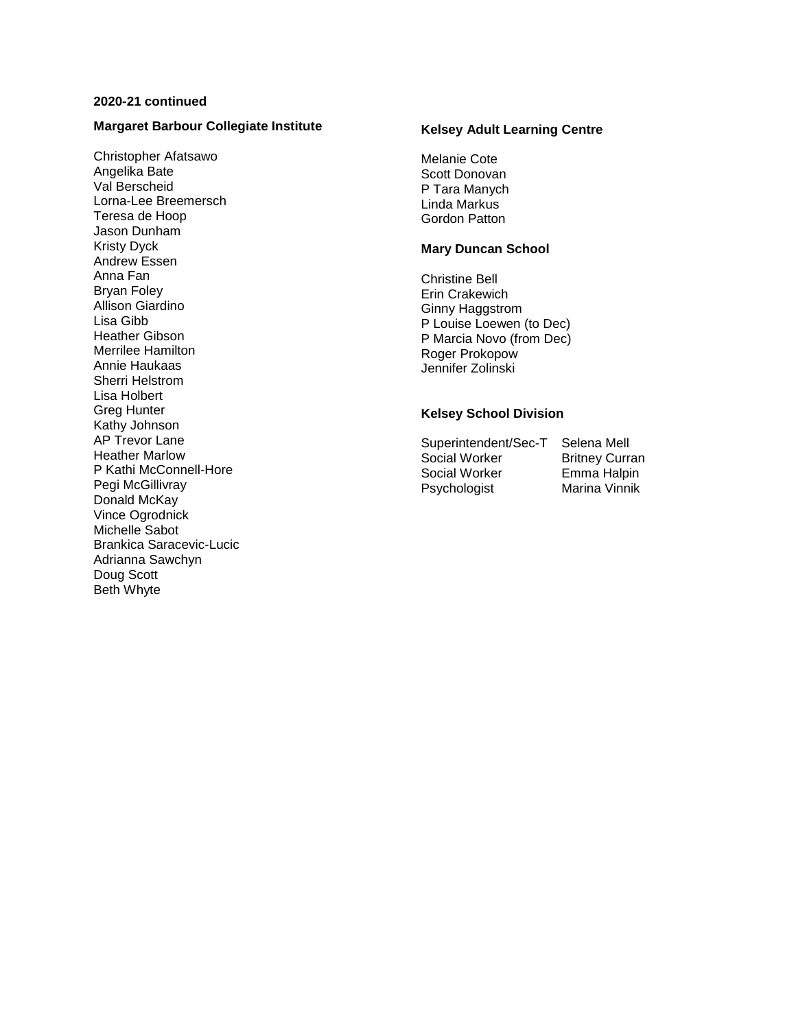**2020-21 continued**

### Margaret Barbour Collegiate Institute

Christopher Afatsawo
Angelika Bate
Val Berscheid
Lorna-Lee Breemersch
Teresa de Hoop
Jason Dunham
Kristy Dyck
Andrew Essen
Anna Fan
Bryan Foley
Allison Giardino
Lisa Gibb
Heather Gibson
Merrilee Hamilton
Annie Haukaas
Sherri Helstrom
Lisa Holbert
Greg Hunter
Kathy Johnson
AP Trevor Lane
Heather Marlow
P Kathi McConnell-Hore
Pegi McGillivray
Donald McKay
Vince Ogrodnick
Michelle Sabot
Brankica Saracevic-Lucic
Adrianna Sawchyn
Doug Scott
Beth Whyte

### Kelsey Adult Learning Centre

Melanie Cote
Scott Donovan
P Tara Manych
Linda Markus
Gordon Patton

### Mary Duncan School

Christine Bell
Erin Crakewich
Ginny Haggstrom
P Louise Loewen (to Dec)
P Marcia Novo (from Dec)
Roger Prokopow
Jennifer Zolinski

### Kelsey School Division

| | |
|---|---|
| Superintendent/Sec-T | Selena Mell |
| Social Worker | Britney Curran |
| Social Worker | Emma Halpin |
| Psychologist | Marina Vinnik |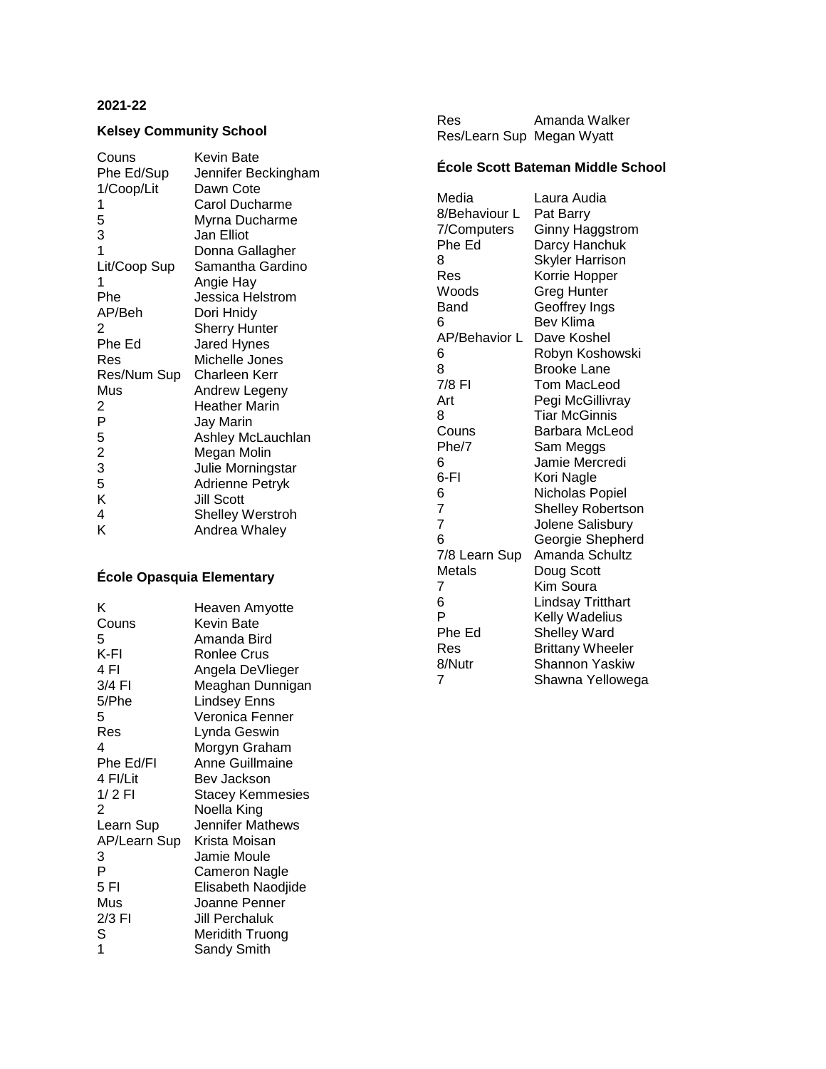**2021-22**

### Kelsey Community School

| | |
|---|---|
| Couns | Kevin Bate |
| Phe Ed/Sup | Jennifer Beckingham |
| 1/Coop/Lit | Dawn Cote |
| 1 | Carol Ducharme |
| 5 | Myrna Ducharme |
| 3 | Jan Elliot |
| 1 | Donna Gallagher |
| Lit/Coop Sup | Samantha Gardino |
| 1 | Angie Hay |
| Phe | Jessica Helstrom |
| AP/Beh | Dori Hnidy |
| 2 | Sherry Hunter |
| Phe Ed | Jared Hynes |
| Res | Michelle Jones |
| Res/Num Sup | Charleen Kerr |
| Mus | Andrew Legeny |
| 2 | Heather Marin |
| P | Jay Marin |
| 5 | Ashley McLauchlan |
| 2 | Megan Molin |
| 3 | Julie Morningstar |
| 5 | Adrienne Petryk |
| K | Jill Scott |
| 4 | Shelley Werstroh |
| K | Andrea Whaley |

### École Opasquia Elementary

| | |
|---|---|
| K | Heaven Amyotte |
| Couns | Kevin Bate |
| 5 | Amanda Bird |
| K-FI | Ronlee Crus |
| 4 FI | Angela DeVlieger |
| 3/4 FI | Meaghan Dunnigan |
| 5/Phe | Lindsey Enns |
| 5 | Veronica Fenner |
| Res | Lynda Geswin |
| 4 | Morgyn Graham |
| Phe Ed/FI | Anne Guillmaine |
| 4 FI/Lit | Bev Jackson |
| 1/ 2 FI | Stacey Kemmesies |
| 2 | Noella King |
| Learn Sup | Jennifer Mathews |
| AP/Learn Sup | Krista Moisan |
| 3 | Jamie Moule |
| P | Cameron Nagle |
| 5 FI | Elisabeth Naodjide |
| Mus | Joanne Penner |
| 2/3 FI | Jill Perchaluk |
| S | Meridith Truong |
| 1 | Sandy Smith |
| Res | Amanda Walker |
| Res/Learn Sup | Megan Wyatt |

### École Scott Bateman Middle School

| | |
|---|---|
| Media | Laura Audia |
| 8/Behaviour L | Pat Barry |
| 7/Computers | Ginny Haggstrom |
| Phe Ed | Darcy Hanchuk |
| 8 | Skyler Harrison |
| Res | Korrie Hopper |
| Woods | Greg Hunter |
| Band | Geoffrey Ings |
| 6 | Bev Klima |
| AP/Behavior L | Dave Koshel |
| 6 | Robyn Koshowski |
| 8 | Brooke Lane |
| 7/8 FI | Tom MacLeod |
| Art | Pegi McGillivray |
| 8 | Tiar McGinnis |
| Couns | Barbara McLeod |
| Phe/7 | Sam Meggs |
| 6 | Jamie Mercredi |
| 6-FI | Kori Nagle |
| 6 | Nicholas Popiel |
| 7 | Shelley Robertson |
| 7 | Jolene Salisbury |
| 6 | Georgie Shepherd |
| 7/8 Learn Sup | Amanda Schultz |
| Metals | Doug Scott |
| 7 | Kim Soura |
| 6 | Lindsay Tritthart |
| P | Kelly Wadelius |
| Phe Ed | Shelley Ward |
| Res | Brittany Wheeler |
| 8/Nutr | Shannon Yaskiw |
| 7 | Shawna Yellowega |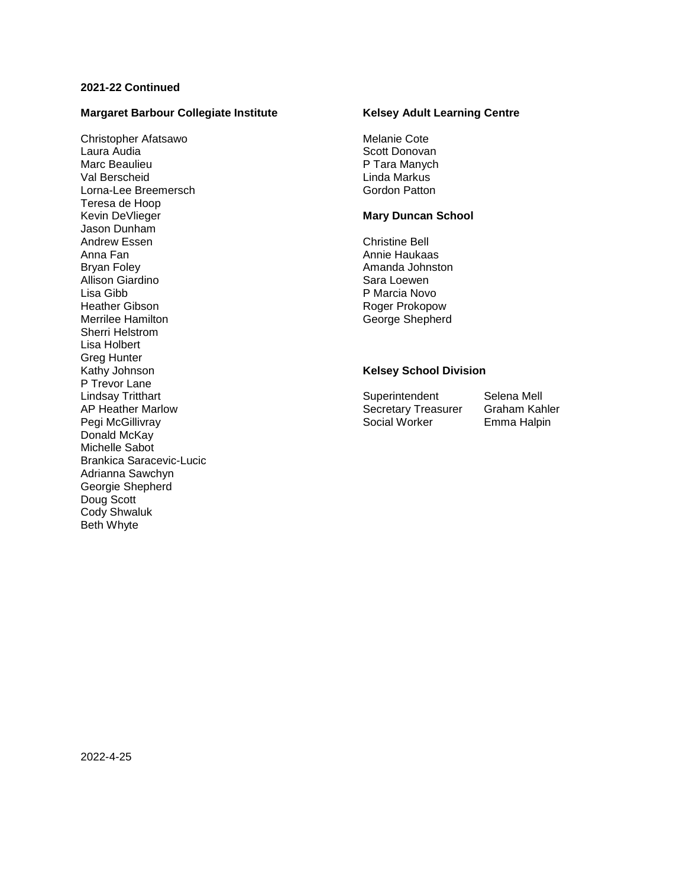**2021-22 Continued**

**Margaret Barbour Collegiate Institute**

Christopher Afatsawo
Laura Audia
Marc Beaulieu
Val Berscheid
Lorna-Lee Breemersch
Teresa de Hoop
Kevin DeVlieger
Jason Dunham
Andrew Essen
Anna Fan
Bryan Foley
Allison Giardino
Lisa Gibb
Heather Gibson
Merrilee Hamilton
Sherri Helstrom
Lisa Holbert
Greg Hunter
Kathy Johnson
P Trevor Lane
Lindsay Tritthart
AP Heather Marlow
Pegi McGillivray
Donald McKay
Michelle Sabot
Brankica Saracevic-Lucic
Adrianna Sawchyn
Georgie Shepherd
Doug Scott
Cody Shwaluk
Beth Whyte

**Kelsey Adult Learning Centre**

Melanie Cote
Scott Donovan
P Tara Manych
Linda Markus
Gordon Patton

**Mary Duncan School**

Christine Bell
Annie Haukaas
Amanda Johnston
Sara Loewen
P Marcia Novo
Roger Prokopow
George Shepherd

**Kelsey School Division**

| | |
|---|---|
| Superintendent | Selena Mell |
| Secretary Treasurer | Graham Kahler |
| Social Worker | Emma Halpin |

2022-4-25